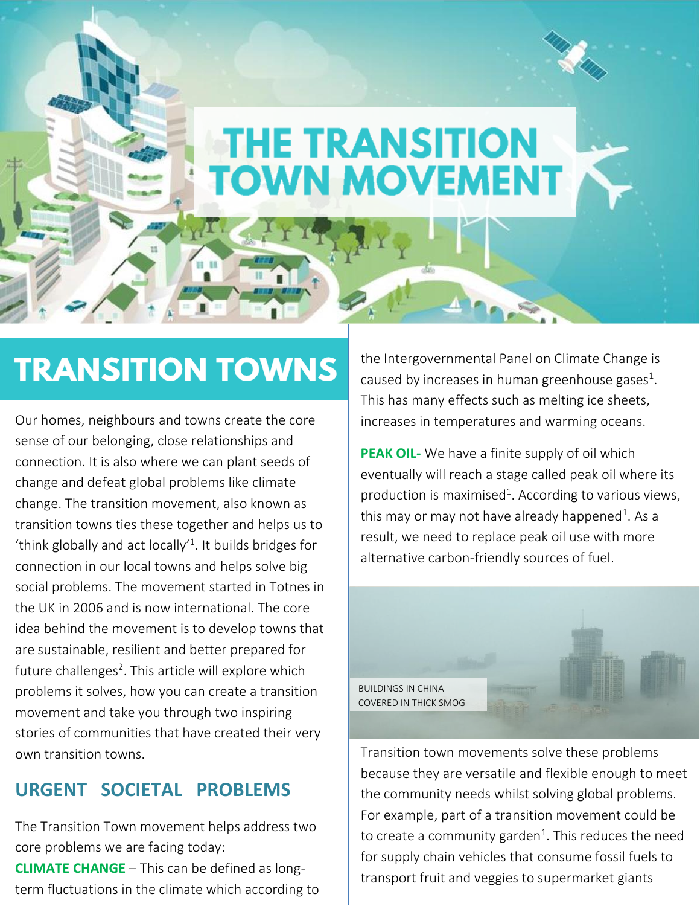# THE TRANSITION TOWN MOVEMENT

## TRANSITION TOWNS

Our homes, neighbours and towns create the core sense of our belonging, close relationships and connection. It is also where we can plant seeds of change and defeat global problems like climate change. The transition movement, also known as transition towns ties these together and helps us to 'think globally and act locally'[1]. It builds bridges for connection in our local towns and helps solve big social problems. The movement started in Totnes in the UK in 2006 and is now international. The core idea behind the movement is to develop towns that are sustainable, resilient and better prepared for future challenges[2]. This article will explore which problems it solves, how you can create a transition movement and take you through two inspiring stories of communities that have created their very own transition towns.

### URGENT SOCIETAL PROBLEMS

The Transition Town movement helps address two core problems we are facing today:

**CLIMATE CHANGE** – This can be defined as long-term fluctuations in the climate which according to the Intergovernmental Panel on Climate Change is caused by increases in human greenhouse gases[1]. This has many effects such as melting ice sheets, increases in temperatures and warming oceans.

**PEAK OIL-** We have a finite supply of oil which eventually will reach a stage called peak oil where its production is maximised[1]. According to various views, this may or may not have already happened[1]. As a result, we need to replace peak oil use with more alternative carbon-friendly sources of fuel.

BUILDINGS IN CHINA COVERED IN THICK SMOG

Transition town movements solve these problems because they are versatile and flexible enough to meet the community needs whilst solving global problems. For example, part of a transition movement could be to create a community garden[1]. This reduces the need for supply chain vehicles that consume fossil fuels to transport fruit and veggies to supermarket giants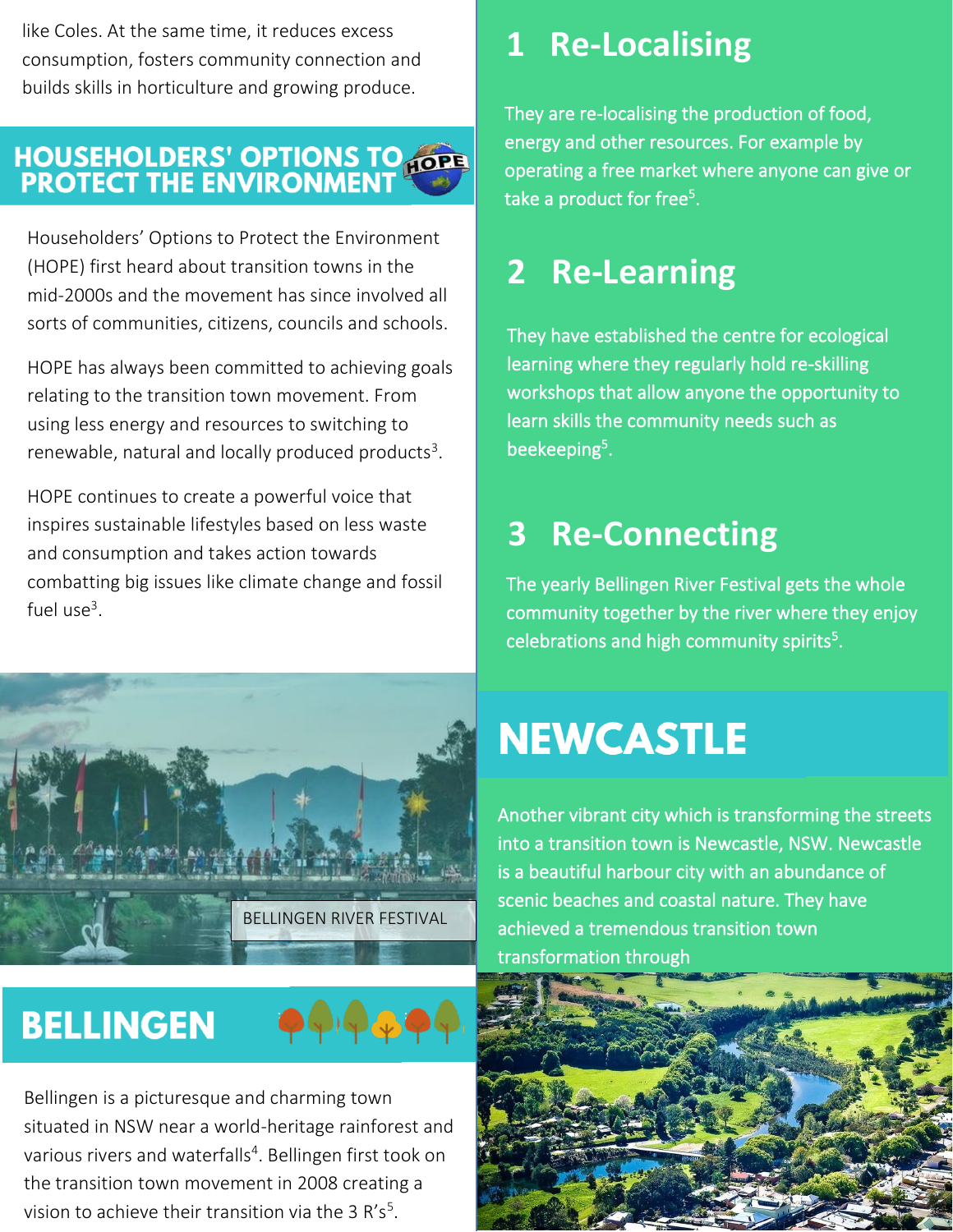like Coles. At the same time, it reduces excess consumption, fosters community connection and builds skills in horticulture and growing produce.

## HOUSEHOLDERS' OPTIONS TO PROTECT THE ENVIRONMENT

Householders' Options to Protect the Environment (HOPE) first heard about transition towns in the mid-2000s and the movement has since involved all sorts of communities, citizens, councils and schools.

HOPE has always been committed to achieving goals relating to the transition town movement. From using less energy and resources to switching to renewable, natural and locally produced products[3].

HOPE continues to create a powerful voice that inspires sustainable lifestyles based on less waste and consumption and takes action towards combatting big issues like climate change and fossil fuel use[3].

BELLINGEN RIVER FESTIVAL

## BELLINGEN

Bellingen is a picturesque and charming town situated in NSW near a world-heritage rainforest and various rivers and waterfalls[4]. Bellingen first took on the transition town movement in 2008 creating a vision to achieve their transition via the 3 R's[5].

### 1 Re-Localising

They are re-localising the production of food, energy and other resources. For example by operating a free market where anyone can give or take a product for free[5].

### 2 Re-Learning

They have established the centre for ecological learning where they regularly hold re-skilling workshops that allow anyone the opportunity to learn skills the community needs such as beekeeping[5].

### 3 Re-Connecting

The yearly Bellingen River Festival gets the whole community together by the river where they enjoy celebrations and high community spirits[5].

## NEWCASTLE

Another vibrant city which is transforming the streets into a transition town is Newcastle, NSW. Newcastle is a beautiful harbour city with an abundance of scenic beaches and coastal nature. They have achieved a tremendous transition town transformation through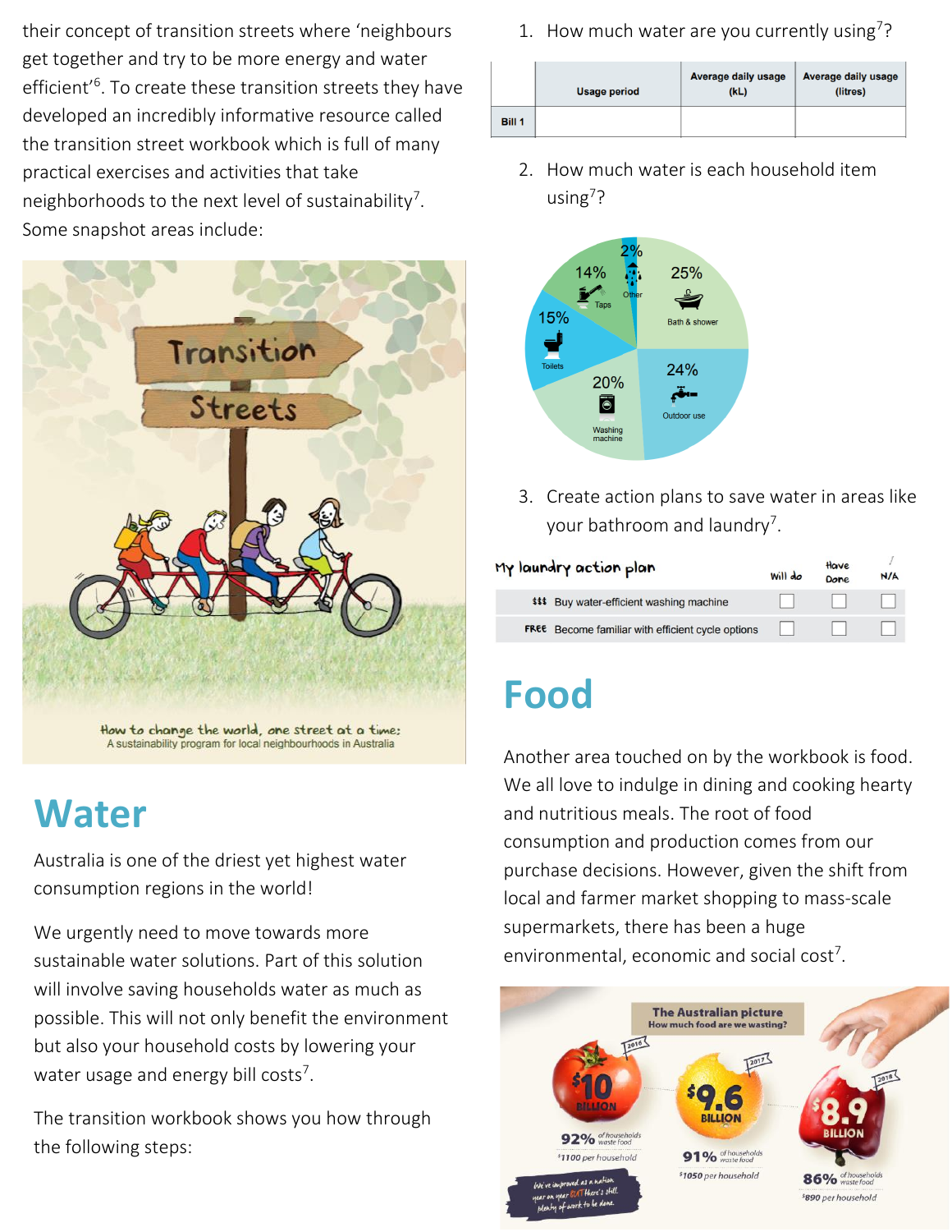their concept of transition streets where 'neighbours get together and try to be more energy and water efficient'[6]. To create these transition streets they have developed an incredibly informative resource called the transition street workbook which is full of many practical exercises and activities that take neighborhoods to the next level of sustainability[7]. Some snapshot areas include:

## Water

Australia is one of the driest yet highest water consumption regions in the world!

We urgently need to move towards more sustainable water solutions. Part of this solution will involve saving households water as much as possible. This will not only benefit the environment but also your household costs by lowering your water usage and energy bill costs[7].

The transition workbook shows you how through the following steps:

1. How much water are you currently using[7]?

| | Usage period | Average daily usage (kL) | Average daily usage (litres) |
|---|---|---|---|
| Bill 1 | | | |

2. How much water is each household item using[7]?

3. Create action plans to save water in areas like your bathroom and laundry[7].

| My laundry action plan | Will do | Have Done | N/A |
|---|---|---|---|
| $$$ Buy water-efficient washing machine | ☐ | ☐ | ☐ |
| FREE Become familiar with efficient cycle options | ☐ | ☐ | ☐ |

## Food

Another area touched on by the workbook is food. We all love to indulge in dining and cooking hearty and nutritious meals. The root of food consumption and production comes from our purchase decisions. However, given the shift from local and farmer market shopping to mass-scale supermarkets, there has been a huge environmental, economic and social cost[7].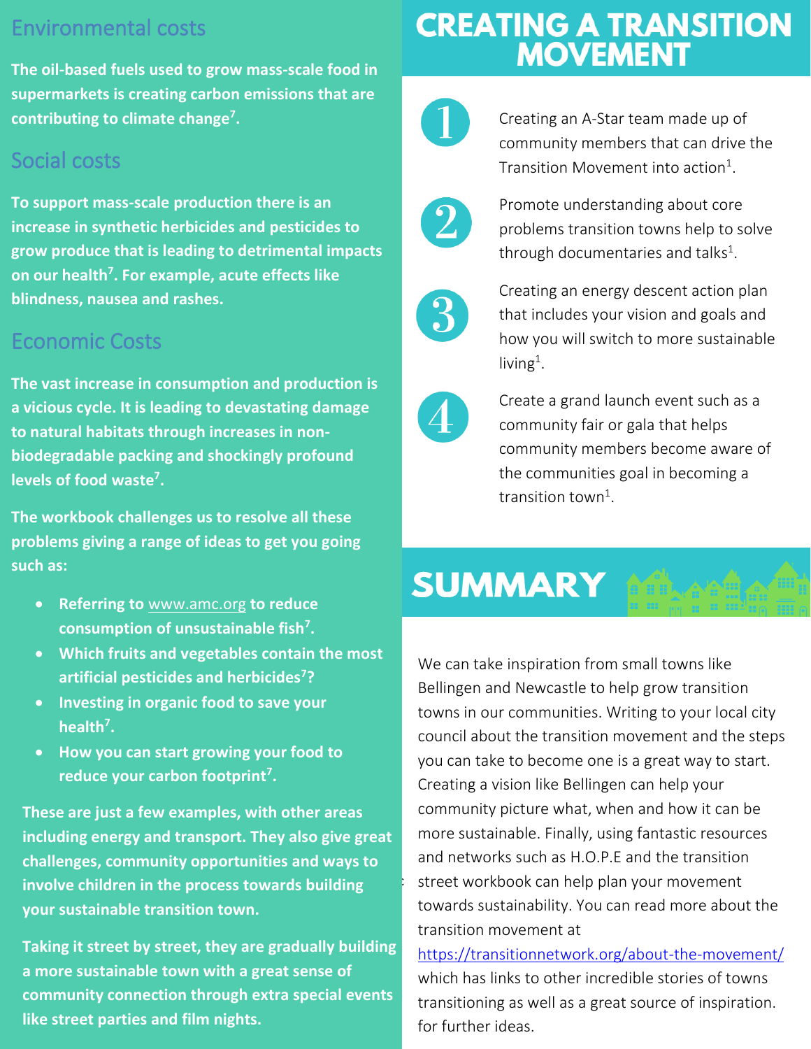## Environmental costs

**The oil-based fuels used to grow mass-scale food in supermarkets is creating carbon emissions that are contributing to climate change[7].**

## Social costs

**To support mass-scale production there is an increase in synthetic herbicides and pesticides to grow produce that is leading to detrimental impacts on our health[7]. For example, acute effects like blindness, nausea and rashes.**

## Economic Costs

**The vast increase in consumption and production is a vicious cycle. It is leading to devastating damage to natural habitats through increases in non-biodegradable packing and shockingly profound levels of food waste[7].**

**The workbook challenges us to resolve all these problems giving a range of ideas to get you going such as:**

- **Referring to www.amc.org to reduce consumption of unsustainable fish[7].**
- **Which fruits and vegetables contain the most artificial pesticides and herbicides[7]?**
- **Investing in organic food to save your health[7].**
- **How you can start growing your food to reduce your carbon footprint[7].**

**These are just a few examples, with other areas including energy and transport. They also give great challenges, community opportunities and ways to involve children in the process towards building your sustainable transition town.**

**Taking it street by street, they are gradually building a more sustainable town with a great sense of community connection through extra special events like street parties and film nights.**

# CREATING A TRANSITION MOVEMENT

1. Creating an A-Star team made up of community members that can drive the Transition Movement into action[1].
2. Promote understanding about core problems transition towns help to solve through documentaries and talks[1].
3. Creating an energy descent action plan that includes your vision and goals and how you will switch to more sustainable living[1].
4. Create a grand launch event such as a community fair or gala that helps community members become aware of the communities goal in becoming a transition town[1].

# SUMMARY

We can take inspiration from small towns like Bellingen and Newcastle to help grow transition towns in our communities. Writing to your local city council about the transition movement and the steps you can take to become one is a great way to start. Creating a vision like Bellingen can help your community picture what, when and how it can be more sustainable. Finally, using fantastic resources and networks such as H.O.P.E and the transition street workbook can help plan your movement towards sustainability. You can read more about the transition movement at https://transitionnetwork.org/about-the-movement/ which has links to other incredible stories of towns transitioning as well as a great source of inspiration. for further ideas.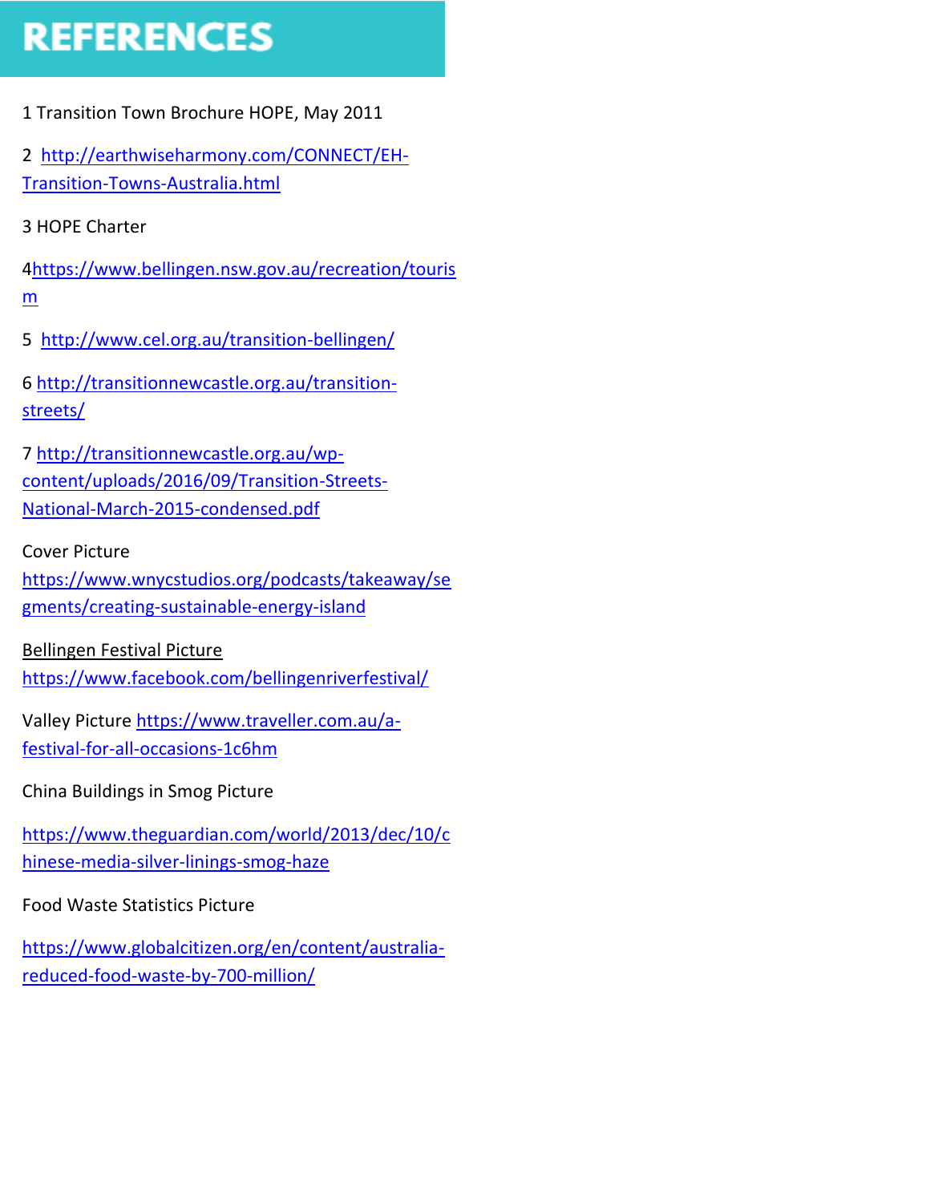# REFERENCES

1 Transition Town Brochure HOPE, May 2011

2 http://earthwiseharmony.com/CONNECT/EH-Transition-Towns-Australia.html

3 HOPE Charter

4 https://www.bellingen.nsw.gov.au/recreation/tourism

5 http://www.cel.org.au/transition-bellingen/

6 http://transitionnewcastle.org.au/transition-streets/

7 http://transitionnewcastle.org.au/wp-content/uploads/2016/09/Transition-Streets-National-March-2015-condensed.pdf

Cover Picture https://www.wnycstudios.org/podcasts/takeaway/segments/creating-sustainable-energy-island

Bellingen Festival Picture https://www.facebook.com/bellingenriverfestival/

Valley Picture https://www.traveller.com.au/a-festival-for-all-occasions-1c6hm

China Buildings in Smog Picture

https://www.theguardian.com/world/2013/dec/10/chinese-media-silver-linings-smog-haze

Food Waste Statistics Picture

https://www.globalcitizen.org/en/content/australia-reduced-food-waste-by-700-million/